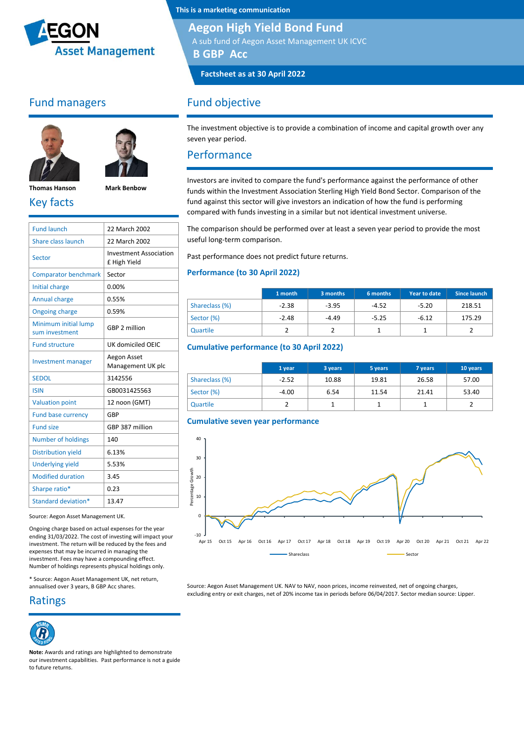This is a marketing communication

# Aegon High Yield Bond Fund

A sub fund of Aegon Asset Management UK ICVC

**B GBP Acc**

**Factsheet as at 30 April 2022**

## Fund managers

Thomas Hanson

Mark Benbow

## Key facts

| | |
|---|---|
| Fund launch | 22 March 2002 |
| Share class launch | 22 March 2002 |
| Sector | Investment Association £ High Yield |
| Comparator benchmark | Sector |
| Initial charge | 0.00% |
| Annual charge | 0.55% |
| Ongoing charge | 0.59% |
| Minimum initial lump sum investment | GBP 2 million |
| Fund structure | UK domiciled OEIC |
| Investment manager | Aegon Asset Management UK plc |
| SEDOL | 3142556 |
| ISIN | GB0031425563 |
| Valuation point | 12 noon (GMT) |
| Fund base currency | GBP |
| Fund size | GBP 387 million |
| Number of holdings | 140 |
| Distribution yield | 6.13% |
| Underlying yield | 5.53% |
| Modified duration | 3.45 |
| Sharpe ratio* | 0.23 |
| Standard deviation* | 13.47 |

Source: Aegon Asset Management UK.

Ongoing charge based on actual expenses for the year ending 31/03/2022. The cost of investing will impact your investment. The return will be reduced by the fees and expenses that may be incurred in managing the investment. Fees may have a compounding effect. Number of holdings represents physical holdings only.

* Source: Aegon Asset Management UK, net return, annualised over 3 years, B GBP Acc shares.

## Ratings

RSMR Rated Fund

**Note:** Awards and ratings are highlighted to demonstrate our investment capabilities. Past performance is not a guide to future returns.

## Fund objective

The investment objective is to provide a combination of income and capital growth over any seven year period.

## Performance

Investors are invited to compare the fund's performance against the performance of other funds within the Investment Association Sterling High Yield Bond Sector. Comparison of the fund against this sector will give investors an indication of how the fund is performing compared with funds investing in a similar but not identical investment universe.

The comparison should be performed over at least a seven year period to provide the most useful long-term comparison.

Past performance does not predict future returns.

### Performance (to 30 April 2022)

| | 1 month | 3 months | 6 months | Year to date | Since launch |
|---|---|---|---|---|---|
| Shareclass (%) | -2.38 | -3.95 | -4.52 | -5.20 | 218.51 |
| Sector (%) | -2.48 | -4.49 | -5.25 | -6.12 | 175.29 |
| Quartile | 2 | 2 | 1 | 1 | 2 |

### Cumulative performance (to 30 April 2022)

| | 1 year | 3 years | 5 years | 7 years | 10 years |
|---|---|---|---|---|---|
| Shareclass (%) | -2.52 | 10.88 | 19.81 | 26.58 | 57.00 |
| Sector (%) | -4.00 | 6.54 | 11.54 | 21.41 | 53.40 |
| Quartile | 2 | 1 | 1 | 1 | 2 |

### Cumulative seven year performance

Source: Aegon Asset Management UK. NAV to NAV, noon prices, income reinvested, net of ongoing charges, excluding entry or exit charges, net of 20% income tax in periods before 06/04/2017. Sector median source: Lipper.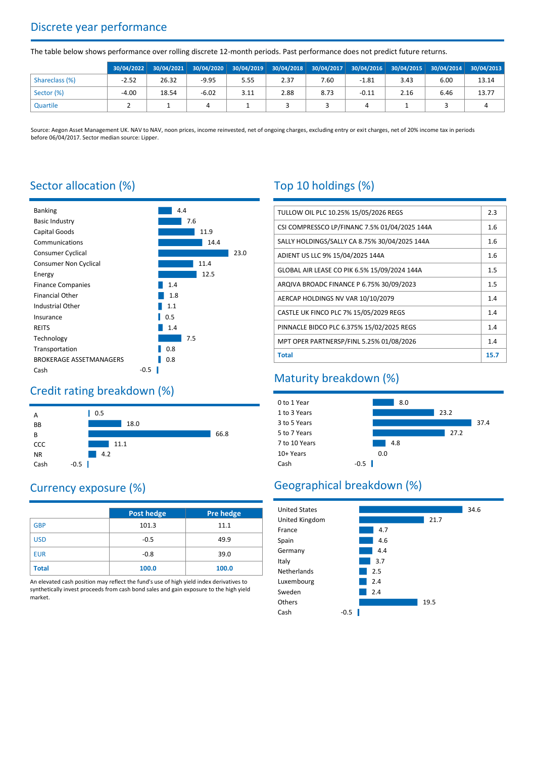## Discrete year performance

The table below shows performance over rolling discrete 12-month periods. Past performance does not predict future returns.

| | 30/04/2022 | 30/04/2021 | 30/04/2020 | 30/04/2019 | 30/04/2018 | 30/04/2017 | 30/04/2016 | 30/04/2015 | 30/04/2014 | 30/04/2013 |
|---|---|---|---|---|---|---|---|---|---|---|
| Shareclass (%) | -2.52 | 26.32 | -9.95 | 5.55 | 2.37 | 7.60 | -1.81 | 3.43 | 6.00 | 13.14 |
| Sector (%) | -4.00 | 18.54 | -6.02 | 3.11 | 2.88 | 8.73 | -0.11 | 2.16 | 6.46 | 13.77 |
| Quartile | 2 | 1 | 4 | 1 | 3 | 3 | 4 | 1 | 3 | 4 |

Source: Aegon Asset Management UK. NAV to NAV, noon prices, income reinvested, net of ongoing charges, excluding entry or exit charges, net of 20% income tax in periods before 06/04/2017. Sector median source: Lipper.

## Sector allocation (%)

| Sector | % |
|---|---|
| Banking | 4.4 |
| Basic Industry | 7.6 |
| Capital Goods | 11.9 |
| Communications | 14.4 |
| Consumer Cyclical | 23.0 |
| Consumer Non Cyclical | 11.4 |
| Energy | 12.5 |
| Finance Companies | 1.4 |
| Financial Other | 1.8 |
| Industrial Other | 1.1 |
| Insurance | 0.5 |
| REITS | 1.4 |
| Technology | 7.5 |
| Transportation | 0.8 |
| BROKERAGE ASSETMANAGERS | 0.8 |
| Cash | -0.5 |

## Top 10 holdings (%)

| Holding | % |
|---|---|
| TULLOW OIL PLC 10.25% 15/05/2026 REGS | 2.3 |
| CSI COMPRESSCO LP/FINANC 7.5% 01/04/2025 144A | 1.6 |
| SALLY HOLDINGS/SALLY CA 8.75% 30/04/2025 144A | 1.6 |
| ADIENT US LLC 9% 15/04/2025 144A | 1.6 |
| GLOBAL AIR LEASE CO PIK 6.5% 15/09/2024 144A | 1.5 |
| ARQIVA BROADC FINANCE P 6.75% 30/09/2023 | 1.5 |
| AERCAP HOLDINGS NV VAR 10/10/2079 | 1.4 |
| CASTLE UK FINCO PLC 7% 15/05/2029 REGS | 1.4 |
| PINNACLE BIDCO PLC 6.375% 15/02/2025 REGS | 1.4 |
| MPT OPER PARTNERSP/FINL 5.25% 01/08/2026 | 1.4 |
| **Total** | **15.7** |

## Maturity breakdown (%)

| Maturity | % |
|---|---|
| 0 to 1 Year | 8.0 |
| 1 to 3 Years | 23.2 |
| 3 to 5 Years | 37.4 |
| 5 to 7 Years | 27.2 |
| 7 to 10 Years | 4.8 |
| 10+ Years | 0.0 |
| Cash | -0.5 |

## Credit rating breakdown (%)

| Rating | % |
|---|---|
| A | 0.5 |
| BB | 18.0 |
| B | 66.8 |
| CCC | 11.1 |
| NR | 4.2 |
| Cash | -0.5 |

## Currency exposure (%)

| | Post hedge | Pre hedge |
|---|---|---|
| GBP | 101.3 | 11.1 |
| USD | -0.5 | 49.9 |
| EUR | -0.8 | 39.0 |
| **Total** | **100.0** | **100.0** |

An elevated cash position may reflect the fund's use of high yield index derivatives to synthetically invest proceeds from cash bond sales and gain exposure to the high yield market.

## Geographical breakdown (%)

| Country | % |
|---|---|
| United States | 34.6 |
| United Kingdom | 21.7 |
| France | 4.7 |
| Spain | 4.6 |
| Germany | 4.4 |
| Italy | 3.7 |
| Netherlands | 2.5 |
| Luxembourg | 2.4 |
| Sweden | 2.4 |
| Others | 19.5 |
| Cash | -0.5 |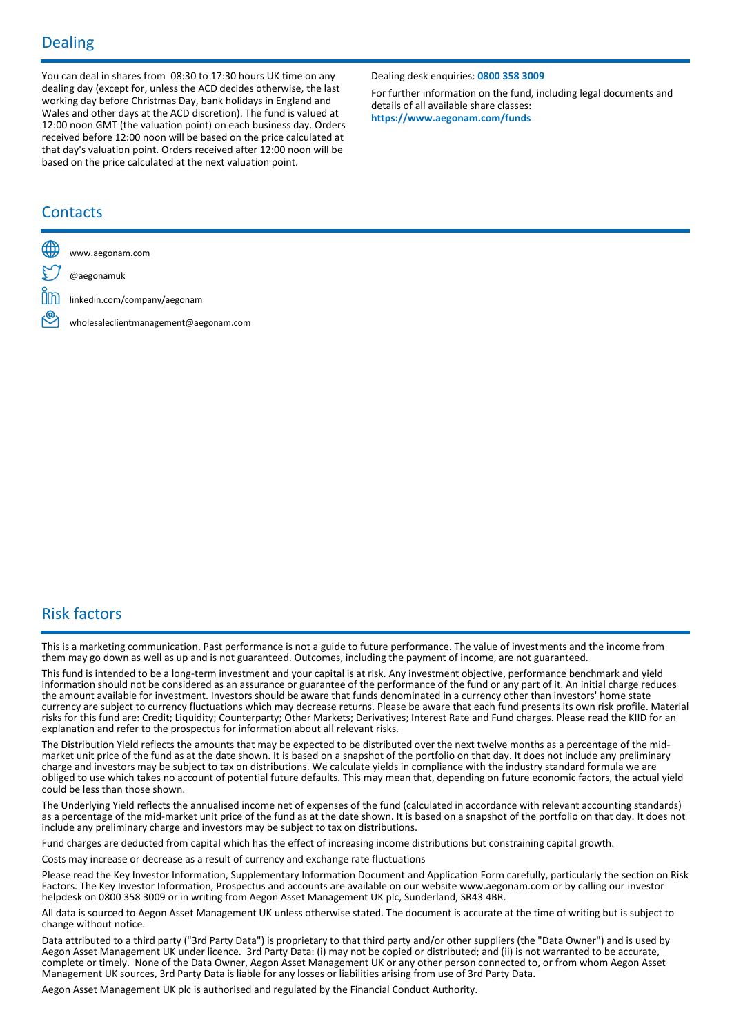## Dealing

You can deal in shares from 08:30 to 17:30 hours UK time on any dealing day (except for, unless the ACD decides otherwise, the last working day before Christmas Day, bank holidays in England and Wales and other days at the ACD discretion). The fund is valued at 12:00 noon GMT (the valuation point) on each business day. Orders received before 12:00 noon will be based on the price calculated at that day's valuation point. Orders received after 12:00 noon will be based on the price calculated at the next valuation point.

Dealing desk enquiries: **0800 358 3009**

For further information on the fund, including legal documents and details of all available share classes:
**https://www.aegonam.com/funds**

## Contacts

www.aegonam.com

@aegonamuk

linkedin.com/company/aegonam

wholesaleclientmanagement@aegonam.com

## Risk factors

This is a marketing communication. Past performance is not a guide to future performance. The value of investments and the income from them may go down as well as up and is not guaranteed. Outcomes, including the payment of income, are not guaranteed.

This fund is intended to be a long-term investment and your capital is at risk. Any investment objective, performance benchmark and yield information should not be considered as an assurance or guarantee of the performance of the fund or any part of it. An initial charge reduces the amount available for investment. Investors should be aware that funds denominated in a currency other than investors' home state currency are subject to currency fluctuations which may decrease returns. Please be aware that each fund presents its own risk profile. Material risks for this fund are: Credit; Liquidity; Counterparty; Other Markets; Derivatives; Interest Rate and Fund charges. Please read the KIID for an explanation and refer to the prospectus for information about all relevant risks.

The Distribution Yield reflects the amounts that may be expected to be distributed over the next twelve months as a percentage of the mid-market unit price of the fund as at the date shown. It is based on a snapshot of the portfolio on that day. It does not include any preliminary charge and investors may be subject to tax on distributions. We calculate yields in compliance with the industry standard formula we are obliged to use which takes no account of potential future defaults. This may mean that, depending on future economic factors, the actual yield could be less than those shown.

The Underlying Yield reflects the annualised income net of expenses of the fund (calculated in accordance with relevant accounting standards) as a percentage of the mid-market unit price of the fund as at the date shown. It is based on a snapshot of the portfolio on that day. It does not include any preliminary charge and investors may be subject to tax on distributions.

Fund charges are deducted from capital which has the effect of increasing income distributions but constraining capital growth.

Costs may increase or decrease as a result of currency and exchange rate fluctuations

Please read the Key Investor Information, Supplementary Information Document and Application Form carefully, particularly the section on Risk Factors. The Key Investor Information, Prospectus and accounts are available on our website www.aegonam.com or by calling our investor helpdesk on 0800 358 3009 or in writing from Aegon Asset Management UK plc, Sunderland, SR43 4BR.

All data is sourced to Aegon Asset Management UK unless otherwise stated. The document is accurate at the time of writing but is subject to change without notice.

Data attributed to a third party ("3rd Party Data") is proprietary to that third party and/or other suppliers (the "Data Owner") and is used by Aegon Asset Management UK under licence. 3rd Party Data: (i) may not be copied or distributed; and (ii) is not warranted to be accurate, complete or timely. None of the Data Owner, Aegon Asset Management UK or any other person connected to, or from whom Aegon Asset Management UK sources, 3rd Party Data is liable for any losses or liabilities arising from use of 3rd Party Data.

Aegon Asset Management UK plc is authorised and regulated by the Financial Conduct Authority.